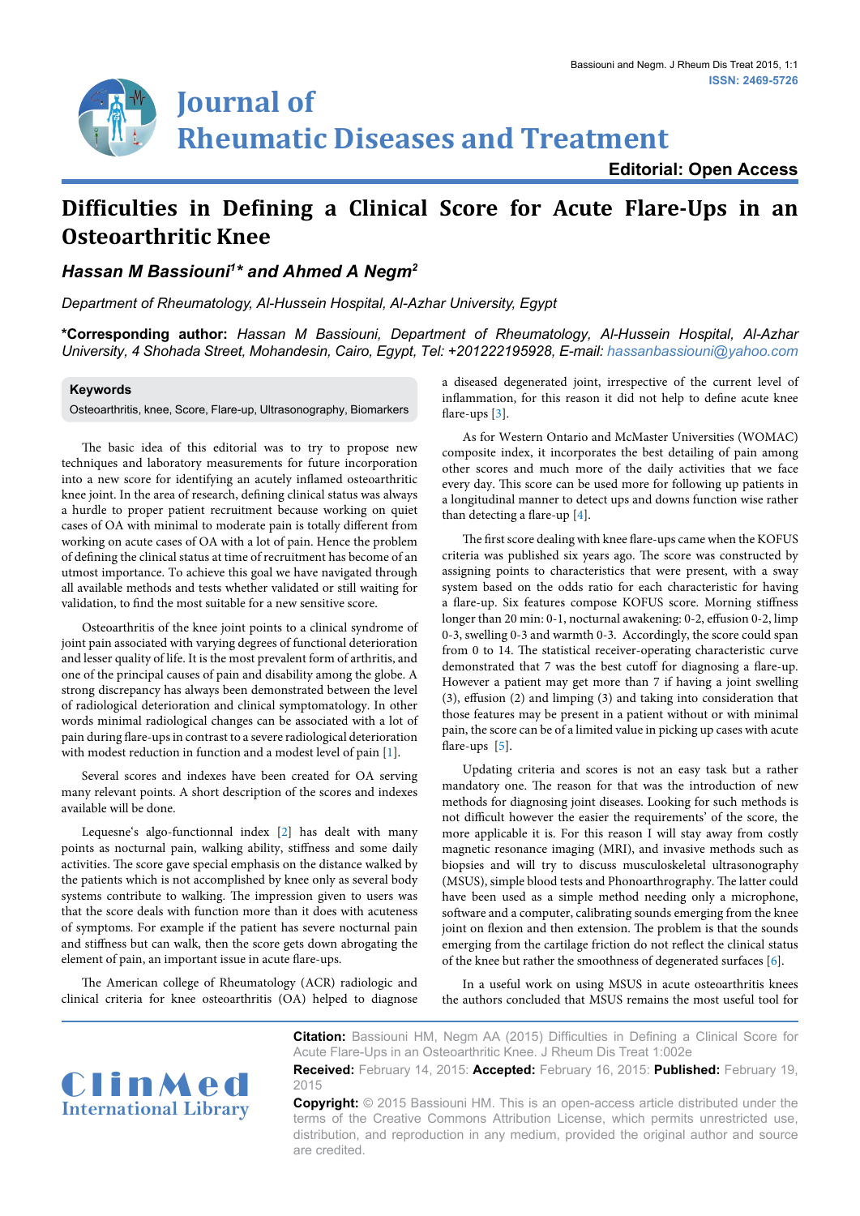Journal of Rheumatic Diseases and Treatment

Editorial: Open Access

# Difficulties in Defining a Clinical Score for Acute Flare-Ups in an Osteoarthritic Knee

***Hassan M Bassiouni[1]\* and Ahmed A Negm[2]***

*Department of Rheumatology, Al-Hussein Hospital, Al-Azhar University, Egypt*

**\*Corresponding author:** *Hassan M Bassiouni, Department of Rheumatology, Al-Hussein Hospital, Al-Azhar University, 4 Shohada Street, Mohandesin, Cairo, Egypt, Tel: +201222195928, E-mail:* hassanbassiouni@yahoo.com

**Keywords**

Osteoarthritis, knee, Score, Flare-up, Ultrasonography, Biomarkers

The basic idea of this editorial was to try to propose new techniques and laboratory measurements for future incorporation into a new score for identifying an acutely inflamed osteoarthritic knee joint. In the area of research, defining clinical status was always a hurdle to proper patient recruitment because working on quiet cases of OA with minimal to moderate pain is totally different from working on acute cases of OA with a lot of pain. Hence the problem of defining the clinical status at time of recruitment has become of an utmost importance. To achieve this goal we have navigated through all available methods and tests whether validated or still waiting for validation, to find the most suitable for a new sensitive score.

Osteoarthritis of the knee joint points to a clinical syndrome of joint pain associated with varying degrees of functional deterioration and lesser quality of life. It is the most prevalent form of arthritis, and one of the principal causes of pain and disability among the globe. A strong discrepancy has always been demonstrated between the level of radiological deterioration and clinical symptomatology. In other words minimal radiological changes can be associated with a lot of pain during flare-ups in contrast to a severe radiological deterioration with modest reduction in function and a modest level of pain [1].

Several scores and indexes have been created for OA serving many relevant points. A short description of the scores and indexes available will be done.

Lequesne's algo-functionnal index [2] has dealt with many points as nocturnal pain, walking ability, stiffness and some daily activities. The score gave special emphasis on the distance walked by the patients which is not accomplished by knee only as several body systems contribute to walking. The impression given to users was that the score deals with function more than it does with acuteness of symptoms. For example if the patient has severe nocturnal pain and stiffness but can walk, then the score gets down abrogating the element of pain, an important issue in acute flare-ups.

The American college of Rheumatology (ACR) radiologic and clinical criteria for knee osteoarthritis (OA) helped to diagnose a diseased degenerated joint, irrespective of the current level of inflammation, for this reason it did not help to define acute knee flare-ups [3].

As for Western Ontario and McMaster Universities (WOMAC) composite index, it incorporates the best detailing of pain among other scores and much more of the daily activities that we face every day. This score can be used more for following up patients in a longitudinal manner to detect ups and downs function wise rather than detecting a flare-up [4].

The first score dealing with knee flare-ups came when the KOFUS criteria was published six years ago. The score was constructed by assigning points to characteristics that were present, with a sway system based on the odds ratio for each characteristic for having a flare-up. Six features compose KOFUS score. Morning stiffness longer than 20 min: 0-1, nocturnal awakening: 0-2, effusion 0-2, limp 0-3, swelling 0-3 and warmth 0-3. Accordingly, the score could span from 0 to 14. The statistical receiver-operating characteristic curve demonstrated that 7 was the best cutoff for diagnosing a flare-up. However a patient may get more than 7 if having a joint swelling (3), effusion (2) and limping (3) and taking into consideration that those features may be present in a patient without or with minimal pain, the score can be of a limited value in picking up cases with acute flare-ups [5].

Updating criteria and scores is not an easy task but a rather mandatory one. The reason for that was the introduction of new methods for diagnosing joint diseases. Looking for such methods is not difficult however the easier the requirements' of the score, the more applicable it is. For this reason I will stay away from costly magnetic resonance imaging (MRI), and invasive methods such as biopsies and will try to discuss musculoskeletal ultrasonography (MSUS), simple blood tests and Phonoarthrography. The latter could have been used as a simple method needing only a microphone, software and a computer, calibrating sounds emerging from the knee joint on flexion and then extension. The problem is that the sounds emerging from the cartilage friction do not reflect the clinical status of the knee but rather the smoothness of degenerated surfaces [6].

In a useful work on using MSUS in acute osteoarthritis knees the authors concluded that MSUS remains the most useful tool for

**Citation:** Bassiouni HM, Negm AA (2015) Difficulties in Defining a Clinical Score for Acute Flare-Ups in an Osteoarthritic Knee. J Rheum Dis Treat 1:002e

**Received:** February 14, 2015: **Accepted:** February 16, 2015: **Published:** February 19, 2015

**Copyright:** © 2015 Bassiouni HM. This is an open-access article distributed under the terms of the Creative Commons Attribution License, which permits unrestricted use, distribution, and reproduction in any medium, provided the original author and source are credited.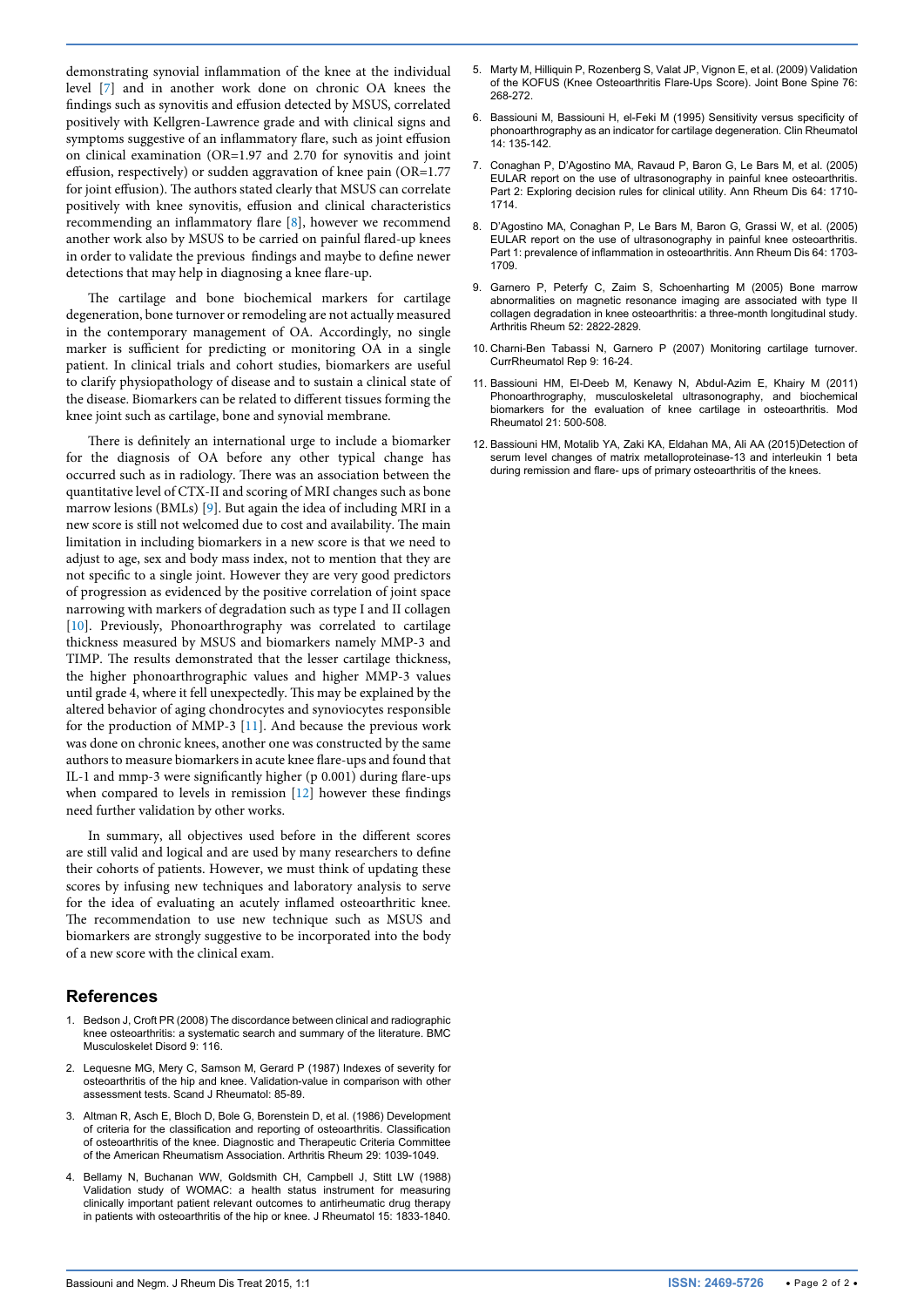demonstrating synovial inflammation of the knee at the individual level [7] and in another work done on chronic OA knees the findings such as synovitis and effusion detected by MSUS, correlated positively with Kellgren-Lawrence grade and with clinical signs and symptoms suggestive of an inflammatory flare, such as joint effusion on clinical examination (OR=1.97 and 2.70 for synovitis and joint effusion, respectively) or sudden aggravation of knee pain (OR=1.77 for joint effusion). The authors stated clearly that MSUS can correlate positively with knee synovitis, effusion and clinical characteristics recommending an inflammatory flare [8], however we recommend another work also by MSUS to be carried on painful flared-up knees in order to validate the previous findings and maybe to define newer detections that may help in diagnosing a knee flare-up.

The cartilage and bone biochemical markers for cartilage degeneration, bone turnover or remodeling are not actually measured in the contemporary management of OA. Accordingly, no single marker is sufficient for predicting or monitoring OA in a single patient. In clinical trials and cohort studies, biomarkers are useful to clarify physiopathology of disease and to sustain a clinical state of the disease. Biomarkers can be related to different tissues forming the knee joint such as cartilage, bone and synovial membrane.

There is definitely an international urge to include a biomarker for the diagnosis of OA before any other typical change has occurred such as in radiology. There was an association between the quantitative level of CTX-II and scoring of MRI changes such as bone marrow lesions (BMLs) [9]. But again the idea of including MRI in a new score is still not welcomed due to cost and availability. The main limitation in including biomarkers in a new score is that we need to adjust to age, sex and body mass index, not to mention that they are not specific to a single joint. However they are very good predictors of progression as evidenced by the positive correlation of joint space narrowing with markers of degradation such as type I and II collagen [10]. Previously, Phonoarthrography was correlated to cartilage thickness measured by MSUS and biomarkers namely MMP-3 and TIMP. The results demonstrated that the lesser cartilage thickness, the higher phonoarthrographic values and higher MMP-3 values until grade 4, where it fell unexpectedly. This may be explained by the altered behavior of aging chondrocytes and synoviocytes responsible for the production of MMP-3 [11]. And because the previous work was done on chronic knees, another one was constructed by the same authors to measure biomarkers in acute knee flare-ups and found that IL-1 and mmp-3 were significantly higher (p 0.001) during flare-ups when compared to levels in remission [12] however these findings need further validation by other works.

In summary, all objectives used before in the different scores are still valid and logical and are used by many researchers to define their cohorts of patients. However, we must think of updating these scores by infusing new techniques and laboratory analysis to serve for the idea of evaluating an acutely inflamed osteoarthritic knee. The recommendation to use new technique such as MSUS and biomarkers are strongly suggestive to be incorporated into the body of a new score with the clinical exam.

## References

1. Bedson J, Croft PR (2008) The discordance between clinical and radiographic knee osteoarthritis: a systematic search and summary of the literature. BMC Musculoskelet Disord 9: 116.
2. Lequesne MG, Mery C, Samson M, Gerard P (1987) Indexes of severity for osteoarthritis of the hip and knee. Validation-value in comparison with other assessment tests. Scand J Rheumatol: 85-89.
3. Altman R, Asch E, Bloch D, Bole G, Borenstein D, et al. (1986) Development of criteria for the classification and reporting of osteoarthritis. Classification of osteoarthritis of the knee. Diagnostic and Therapeutic Criteria Committee of the American Rheumatism Association. Arthritis Rheum 29: 1039-1049.
4. Bellamy N, Buchanan WW, Goldsmith CH, Campbell J, Stitt LW (1988) Validation study of WOMAC: a health status instrument for measuring clinically important patient relevant outcomes to antirheumatic drug therapy in patients with osteoarthritis of the hip or knee. J Rheumatol 15: 1833-1840.
5. Marty M, Hilliquin P, Rozenberg S, Valat JP, Vignon E, et al. (2009) Validation of the KOFUS (Knee Osteoarthritis Flare-Ups Score). Joint Bone Spine 76: 268-272.
6. Bassiouni M, Bassiouni H, el-Feki M (1995) Sensitivity versus specificity of phonoarthrography as an indicator for cartilage degeneration. Clin Rheumatol 14: 135-142.
7. Conaghan P, D'Agostino MA, Ravaud P, Baron G, Le Bars M, et al. (2005) EULAR report on the use of ultrasonography in painful knee osteoarthritis. Part 2: Exploring decision rules for clinical utility. Ann Rheum Dis 64: 1710-1714.
8. D'Agostino MA, Conaghan P, Le Bars M, Baron G, Grassi W, et al. (2005) EULAR report on the use of ultrasonography in painful knee osteoarthritis. Part 1: prevalence of inflammation in osteoarthritis. Ann Rheum Dis 64: 1703-1709.
9. Garnero P, Peterfy C, Zaim S, Schoenharting M (2005) Bone marrow abnormalities on magnetic resonance imaging are associated with type II collagen degradation in knee osteoarthritis: a three-month longitudinal study. Arthritis Rheum 52: 2822-2829.
10. Charni-Ben Tabassi N, Garnero P (2007) Monitoring cartilage turnover. CurrRheumatol Rep 9: 16-24.
11. Bassiouni HM, El-Deeb M, Kenawy N, Abdul-Azim E, Khairy M (2011) Phonoarthrography, musculoskeletal ultrasonography, and biochemical biomarkers for the evaluation of knee cartilage in osteoarthritis. Mod Rheumatol 21: 500-508.
12. Bassiouni HM, Motalib YA, Zaki KA, Eldahan MA, Ali AA (2015)Detection of serum level changes of matrix metalloproteinase-13 and interleukin 1 beta during remission and flare- ups of primary osteoarthritis of the knees.